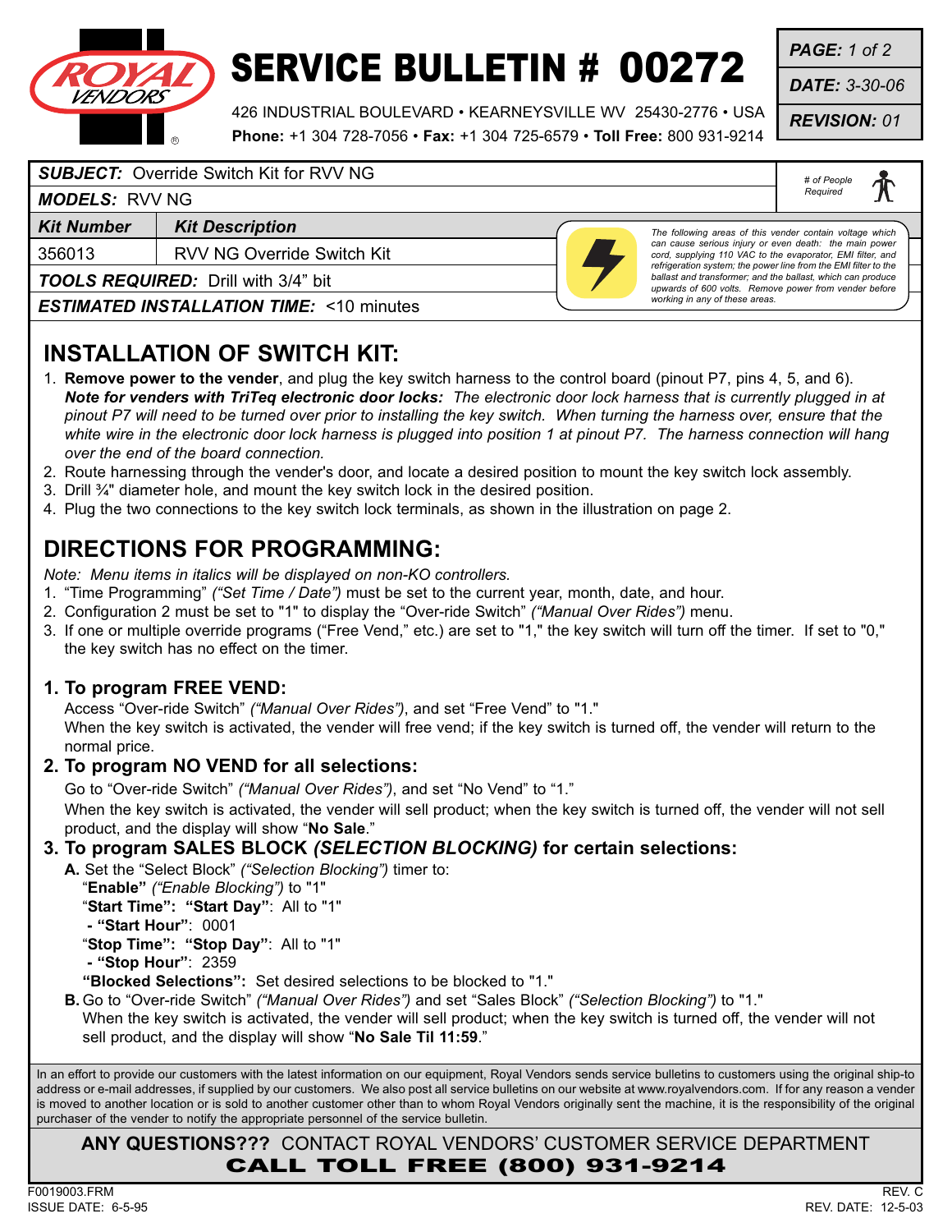# SERVICE BULLETIN # 00272

ROYAL VENDORS

426 INDUSTRIAL BOULEVARD • KEARNEYSVILLE WV 25430-2776 • USA
**Phone:** +1 304 728-7056 • **Fax:** +1 304 725-6579 • **Toll Free:** 800 931-9214

***PAGE:*** *1 of 2*
***DATE:*** *3-30-06*
***REVISION:*** *01*

***SUBJECT:*** Override Switch Kit for RVV NG

***MODELS:*** RVV NG

*# of People Required*

| *Kit Number* | *Kit Description* |
|---|---|
| 356013 | RVV NG Override Switch Kit |

***TOOLS REQUIRED:*** Drill with 3/4" bit

***ESTIMATED INSTALLATION TIME:*** <10 minutes

*The following areas of this vender contain voltage which can cause serious injury or even death: the main power cord, supplying 110 VAC to the evaporator, EMI filter, and refrigeration system; the power line from the EMI filter to the ballast and transformer; and the ballast, which can produce upwards of 600 volts. Remove power from vender before working in any of these areas.*

## INSTALLATION OF SWITCH KIT:

1. **Remove power to the vender**, and plug the key switch harness to the control board (pinout P7, pins 4, 5, and 6). ***Note for venders with TriTeq electronic door locks:*** *The electronic door lock harness that is currently plugged in at pinout P7 will need to be turned over prior to installing the key switch. When turning the harness over, ensure that the white wire in the electronic door lock harness is plugged into position 1 at pinout P7. The harness connection will hang over the end of the board connection.*
2. Route harnessing through the vender's door, and locate a desired position to mount the key switch lock assembly.
3. Drill ¾" diameter hole, and mount the key switch lock in the desired position.
4. Plug the two connections to the key switch lock terminals, as shown in the illustration on page 2.

## DIRECTIONS FOR PROGRAMMING:

*Note: Menu items in italics will be displayed on non-KO controllers.*

1. "Time Programming" *("Set Time / Date")* must be set to the current year, month, date, and hour.
2. Configuration 2 must be set to "1" to display the "Over-ride Switch" *("Manual Over Rides")* menu.
3. If one or multiple override programs ("Free Vend," etc.) are set to "1," the key switch will turn off the timer. If set to "0," the key switch has no effect on the timer.

### 1. To program FREE VEND:

Access "Over-ride Switch" *("Manual Over Rides")*, and set "Free Vend" to "1."
When the key switch is activated, the vender will free vend; if the key switch is turned off, the vender will return to the normal price.

### 2. To program NO VEND for all selections:

Go to "Over-ride Switch" *("Manual Over Rides")*, and set "No Vend" to "1."
When the key switch is activated, the vender will sell product; when the key switch is turned off, the vender will not sell product, and the display will show "**No Sale**."

### 3. To program SALES BLOCK *(SELECTION BLOCKING)* for certain selections:

**A.** Set the "Select Block" *("Selection Blocking")* timer to:
"**Enable"** *("Enable Blocking")* to "1"
"**Start Time": "Start Day"**: All to "1"
**- "Start Hour"**: 0001
"**Stop Time": "Stop Day"**: All to "1"
**- "Stop Hour"**: 2359
**"Blocked Selections":** Set desired selections to be blocked to "1."

**B.** Go to "Over-ride Switch" *("Manual Over Rides")* and set "Sales Block" *("Selection Blocking")* to "1."
When the key switch is activated, the vender will sell product; when the key switch is turned off, the vender will not sell product, and the display will show "**No Sale Til 11:59**."

In an effort to provide our customers with the latest information on our equipment, Royal Vendors sends service bulletins to customers using the original ship-to address or e-mail addresses, if supplied by our customers. We also post all service bulletins on our website at www.royalvendors.com. If for any reason a vender is moved to another location or is sold to another customer other than to whom Royal Vendors originally sent the machine, it is the responsibility of the original purchaser of the vender to notify the appropriate personnel of the service bulletin.

**ANY QUESTIONS???** CONTACT ROYAL VENDORS' CUSTOMER SERVICE DEPARTMENT
**CALL TOLL FREE (800) 931-9214**

F0019003.FRM
ISSUE DATE: 6-5-95
REV. C
REV. DATE: 12-5-03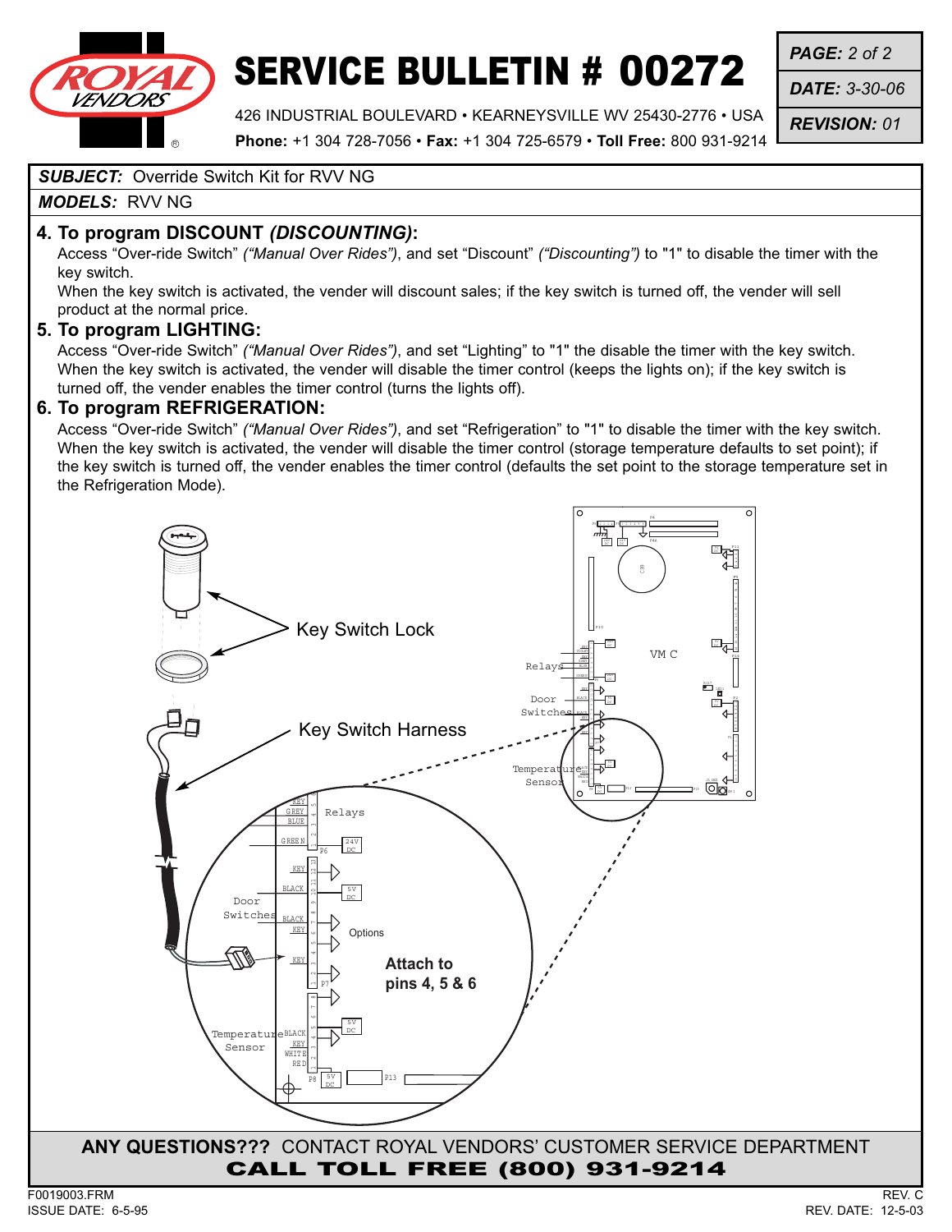# SERVICE BULLETIN # 00272

426 INDUSTRIAL BOULEVARD • KEARNEYSVILLE WV 25430-2776 • USA
**Phone:** +1 304 728-7056 • **Fax:** +1 304 725-6579 • **Toll Free:** 800 931-9214

**PAGE:** 2 of 2
**DATE:** 3-30-06
**REVISION:** 01

***SUBJECT:*** Override Switch Kit for RVV NG

***MODELS:*** RVV NG

## 4. To program DISCOUNT *(DISCOUNTING)*:

Access “Over-ride Switch” *(“Manual Over Rides”)*, and set “Discount” *(“Discounting”)* to "1" to disable the timer with the key switch.

When the key switch is activated, the vender will discount sales; if the key switch is turned off, the vender will sell product at the normal price.

## 5. To program LIGHTING:

Access “Over-ride Switch” *(“Manual Over Rides”)*, and set “Lighting” to "1" the disable the timer with the key switch. When the key switch is activated, the vender will disable the timer control (keeps the lights on); if the key switch is turned off, the vender enables the timer control (turns the lights off).

## 6. To program REFRIGERATION:

Access “Over-ride Switch” *(“Manual Over Rides”)*, and set “Refrigeration” to "1" to disable the timer with the key switch. When the key switch is activated, the vender will disable the timer control (storage temperature defaults to set point); if the key switch is turned off, the vender enables the timer control (defaults the set point to the storage temperature set in the Refrigeration Mode).

Key Switch Lock

Key Switch Harness

VM C

Relays

Door Switches

Temperature Sensor

Options

Attach to pins 4, 5 & 6

**ANY QUESTIONS??? CONTACT ROYAL VENDORS’ CUSTOMER SERVICE DEPARTMENT**
**CALL TOLL FREE (800) 931-9214**

F0019003.FRM
ISSUE DATE: 6-5-95

REV. C
REV. DATE: 12-5-03